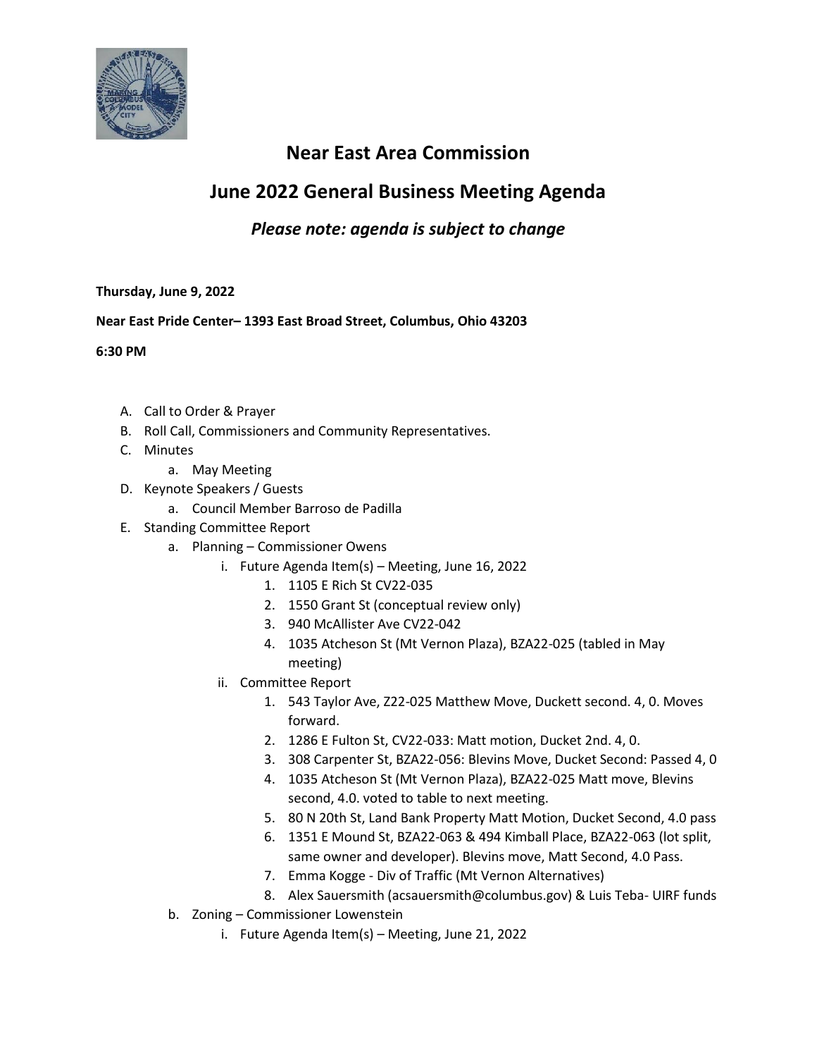# Near East Area Commission

## June 2022 General Business Meeting Agenda

### *Please note: agenda is subject to change*

**Thursday, June 9, 2022**

**Near East Pride Center– 1393 East Broad Street, Columbus, Ohio 43203**

**6:30 PM**

A. Call to Order & Prayer
B. Roll Call, Commissioners and Community Representatives.
C. Minutes
   a. May Meeting
D. Keynote Speakers / Guests
   a. Council Member Barroso de Padilla
E. Standing Committee Report
   a. Planning – Commissioner Owens
      i. Future Agenda Item(s) – Meeting, June 16, 2022
         1. 1105 E Rich St CV22-035
         2. 1550 Grant St (conceptual review only)
         3. 940 McAllister Ave CV22-042
         4. 1035 Atcheson St (Mt Vernon Plaza), BZA22-025 (tabled in May meeting)
      ii. Committee Report
         1. 543 Taylor Ave, Z22-025 Matthew Move, Duckett second. 4, 0. Moves forward.
         2. 1286 E Fulton St, CV22-033: Matt motion, Ducket 2nd. 4, 0.
         3. 308 Carpenter St, BZA22-056: Blevins Move, Ducket Second: Passed 4, 0
         4. 1035 Atcheson St (Mt Vernon Plaza), BZA22-025 Matt move, Blevins second, 4.0. voted to table to next meeting.
         5. 80 N 20th St, Land Bank Property Matt Motion, Ducket Second, 4.0 pass
         6. 1351 E Mound St, BZA22-063 & 494 Kimball Place, BZA22-063 (lot split, same owner and developer). Blevins move, Matt Second, 4.0 Pass.
         7. Emma Kogge - Div of Traffic (Mt Vernon Alternatives)
         8. Alex Sauersmith (acsauersmith@columbus.gov) & Luis Teba- UIRF funds
   b. Zoning – Commissioner Lowenstein
      i. Future Agenda Item(s) – Meeting, June 21, 2022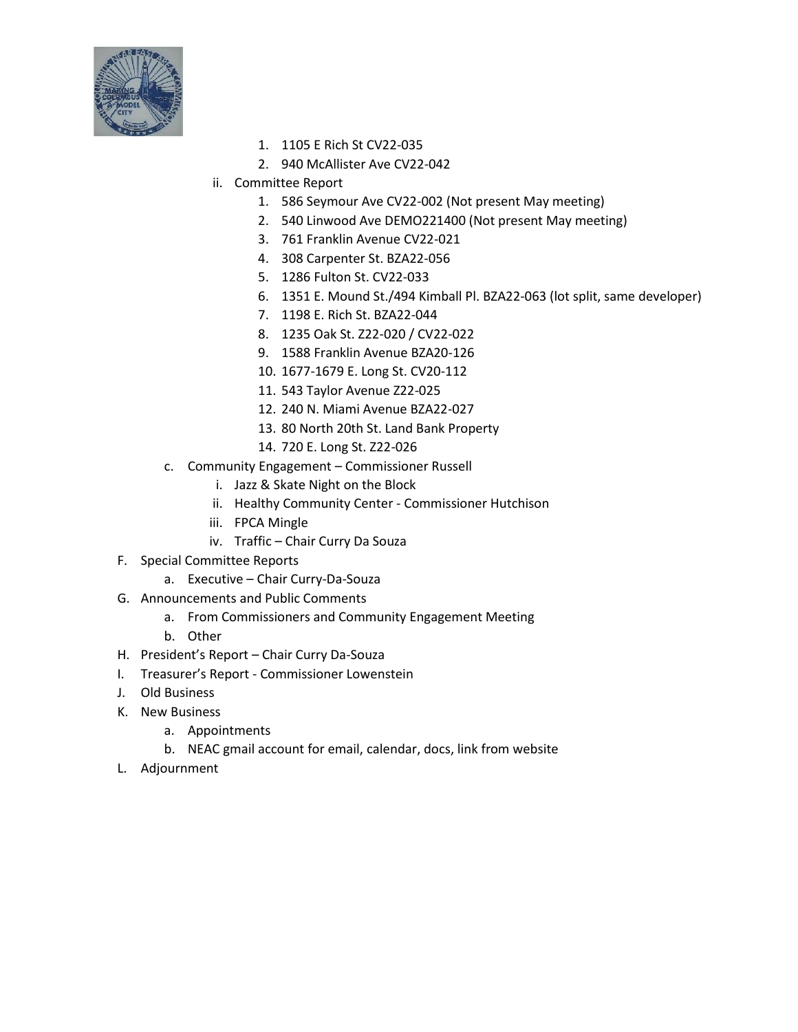1. 1105 E Rich St CV22-035
2. 940 McAllister Ave CV22-042

ii. Committee Report

1. 586 Seymour Ave CV22-002 (Not present May meeting)
2. 540 Linwood Ave DEMO221400 (Not present May meeting)
3. 761 Franklin Avenue CV22-021
4. 308 Carpenter St. BZA22-056
5. 1286 Fulton St. CV22-033
6. 1351 E. Mound St./494 Kimball Pl. BZA22-063 (lot split, same developer)
7. 1198 E. Rich St. BZA22-044
8. 1235 Oak St. Z22-020 / CV22-022
9. 1588 Franklin Avenue BZA20-126
10. 1677-1679 E. Long St. CV20-112
11. 543 Taylor Avenue Z22-025
12. 240 N. Miami Avenue BZA22-027
13. 80 North 20th St. Land Bank Property
14. 720 E. Long St. Z22-026

c. Community Engagement – Commissioner Russell

i. Jazz & Skate Night on the Block
ii. Healthy Community Center - Commissioner Hutchison
iii. FPCA Mingle
iv. Traffic – Chair Curry Da Souza

F. Special Committee Reports

a. Executive – Chair Curry-Da-Souza

G. Announcements and Public Comments

a. From Commissioners and Community Engagement Meeting
b. Other

H. President's Report – Chair Curry Da-Souza

I. Treasurer's Report - Commissioner Lowenstein

J. Old Business

K. New Business

a. Appointments
b. NEAC gmail account for email, calendar, docs, link from website

L. Adjournment